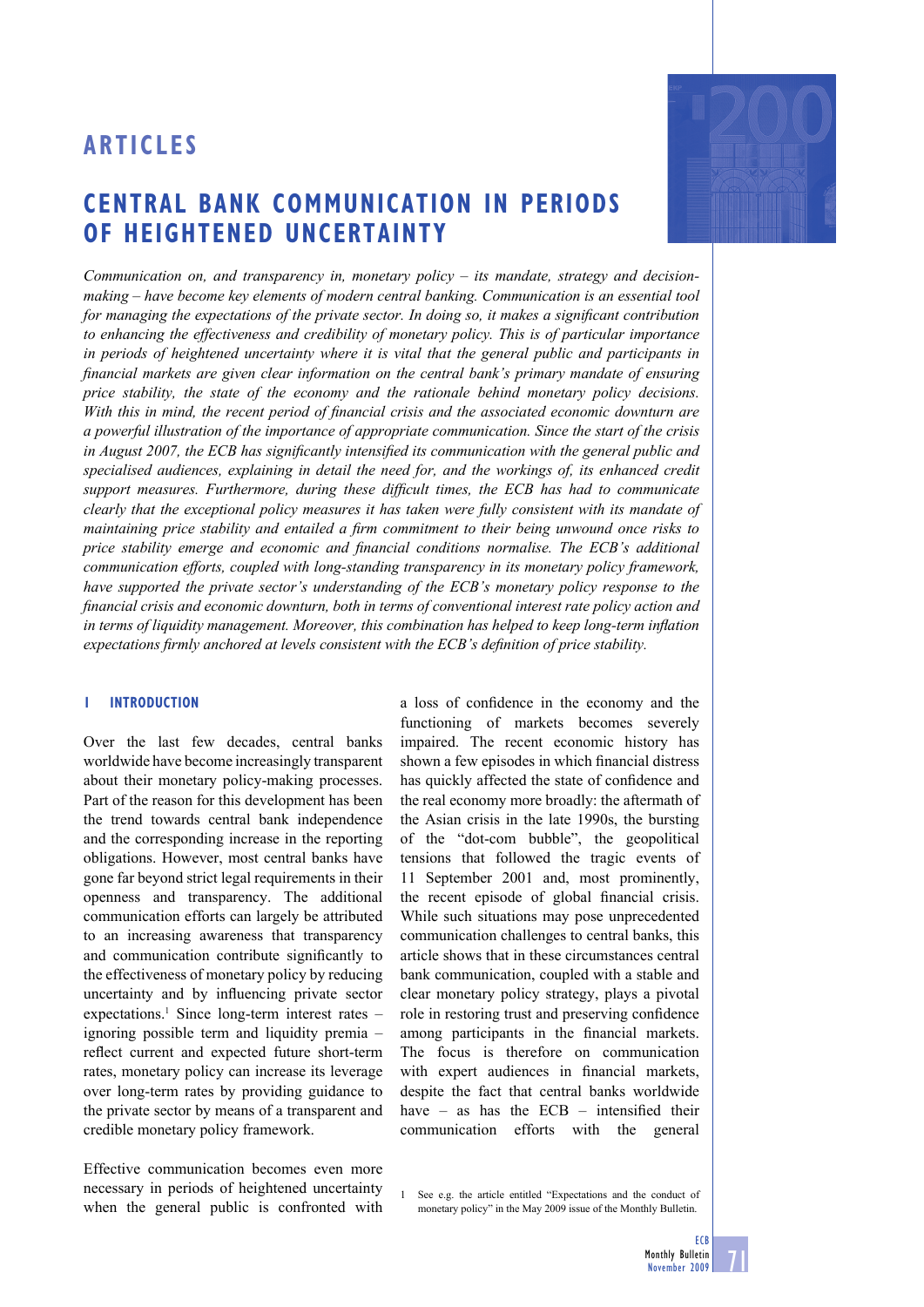# ARTICLES

## CENTRAL BANK COMMUNICATION IN PERIODS OF HEIGHTENED UNCERTAINTY

*Communication on, and transparency in, monetary policy – its mandate, strategy and decision-making – have become key elements of modern central banking. Communication is an essential tool for managing the expectations of the private sector. In doing so, it makes a significant contribution to enhancing the effectiveness and credibility of monetary policy. This is of particular importance in periods of heightened uncertainty where it is vital that the general public and participants in financial markets are given clear information on the central bank's primary mandate of ensuring price stability, the state of the economy and the rationale behind monetary policy decisions. With this in mind, the recent period of financial crisis and the associated economic downturn are a powerful illustration of the importance of appropriate communication. Since the start of the crisis in August 2007, the ECB has significantly intensified its communication with the general public and specialised audiences, explaining in detail the need for, and the workings of, its enhanced credit support measures. Furthermore, during these difficult times, the ECB has had to communicate clearly that the exceptional policy measures it has taken were fully consistent with its mandate of maintaining price stability and entailed a firm commitment to their being unwound once risks to price stability emerge and economic and financial conditions normalise. The ECB's additional communication efforts, coupled with long-standing transparency in its monetary policy framework, have supported the private sector's understanding of the ECB's monetary policy response to the financial crisis and economic downturn, both in terms of conventional interest rate policy action and in terms of liquidity management. Moreover, this combination has helped to keep long-term inflation expectations firmly anchored at levels consistent with the ECB's definition of price stability.*

### 1 INTRODUCTION

Over the last few decades, central banks worldwide have become increasingly transparent about their monetary policy-making processes. Part of the reason for this development has been the trend towards central bank independence and the corresponding increase in the reporting obligations. However, most central banks have gone far beyond strict legal requirements in their openness and transparency. The additional communication efforts can largely be attributed to an increasing awareness that transparency and communication contribute significantly to the effectiveness of monetary policy by reducing uncertainty and by influencing private sector expectations.[1] Since long-term interest rates – ignoring possible term and liquidity premia – reflect current and expected future short-term rates, monetary policy can increase its leverage over long-term rates by providing guidance to the private sector by means of a transparent and credible monetary policy framework.

Effective communication becomes even more necessary in periods of heightened uncertainty when the general public is confronted with a loss of confidence in the economy and the functioning of markets becomes severely impaired. The recent economic history has shown a few episodes in which financial distress has quickly affected the state of confidence and the real economy more broadly: the aftermath of the Asian crisis in the late 1990s, the bursting of the "dot-com bubble", the geopolitical tensions that followed the tragic events of 11 September 2001 and, most prominently, the recent episode of global financial crisis. While such situations may pose unprecedented communication challenges to central banks, this article shows that in these circumstances central bank communication, coupled with a stable and clear monetary policy strategy, plays a pivotal role in restoring trust and preserving confidence among participants in the financial markets. The focus is therefore on communication with expert audiences in financial markets, despite the fact that central banks worldwide have – as has the ECB – intensified their communication efforts with the general

1 See e.g. the article entitled "Expectations and the conduct of monetary policy" in the May 2009 issue of the Monthly Bulletin.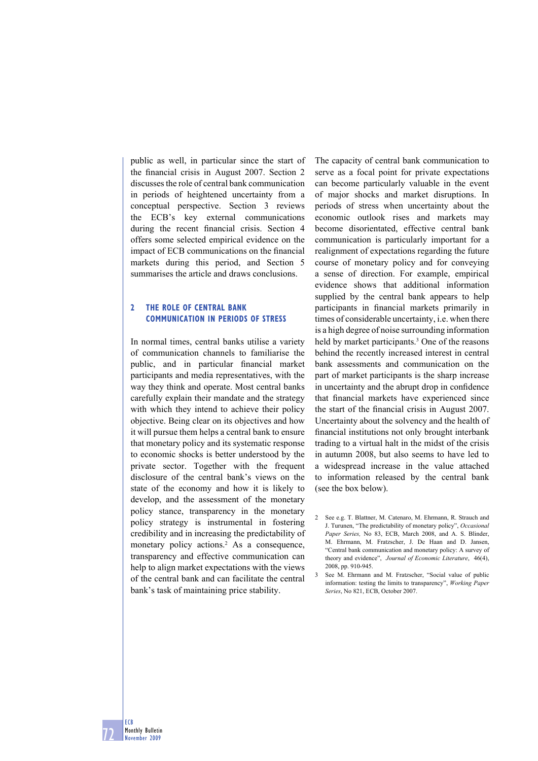public as well, in particular since the start of the financial crisis in August 2007. Section 2 discusses the role of central bank communication in periods of heightened uncertainty from a conceptual perspective. Section 3 reviews the ECB's key external communications during the recent financial crisis. Section 4 offers some selected empirical evidence on the impact of ECB communications on the financial markets during this period, and Section 5 summarises the article and draws conclusions.

## 2 THE ROLE OF CENTRAL BANK COMMUNICATION IN PERIODS OF STRESS

In normal times, central banks utilise a variety of communication channels to familiarise the public, and in particular financial market participants and media representatives, with the way they think and operate. Most central banks carefully explain their mandate and the strategy with which they intend to achieve their policy objective. Being clear on its objectives and how it will pursue them helps a central bank to ensure that monetary policy and its systematic response to economic shocks is better understood by the private sector. Together with the frequent disclosure of the central bank's views on the state of the economy and how it is likely to develop, and the assessment of the monetary policy stance, transparency in the monetary policy strategy is instrumental in fostering credibility and in increasing the predictability of monetary policy actions.[2] As a consequence, transparency and effective communication can help to align market expectations with the views of the central bank and can facilitate the central bank's task of maintaining price stability.

The capacity of central bank communication to serve as a focal point for private expectations can become particularly valuable in the event of major shocks and market disruptions. In periods of stress when uncertainty about the economic outlook rises and markets may become disorientated, effective central bank communication is particularly important for a realignment of expectations regarding the future course of monetary policy and for conveying a sense of direction. For example, empirical evidence shows that additional information supplied by the central bank appears to help participants in financial markets primarily in times of considerable uncertainty, i.e. when there is a high degree of noise surrounding information held by market participants.[3] One of the reasons behind the recently increased interest in central bank assessments and communication on the part of market participants is the sharp increase in uncertainty and the abrupt drop in confidence that financial markets have experienced since the start of the financial crisis in August 2007. Uncertainty about the solvency and the health of financial institutions not only brought interbank trading to a virtual halt in the midst of the crisis in autumn 2008, but also seems to have led to a widespread increase in the value attached to information released by the central bank (see the box below).

2 See e.g. T. Blattner, M. Catenaro, M. Ehrmann, R. Strauch and J. Turunen, "The predictability of monetary policy", *Occasional Paper Series*, No 83, ECB, March 2008, and A. S. Blinder, M. Ehrmann, M. Fratzscher, J. De Haan and D. Jansen, "Central bank communication and monetary policy: A survey of theory and evidence", *Journal of Economic Literature*, 46(4), 2008, pp. 910-945.

3 See M. Ehrmann and M. Fratzscher, "Social value of public information: testing the limits to transparency", *Working Paper Series*, No 821, ECB, October 2007.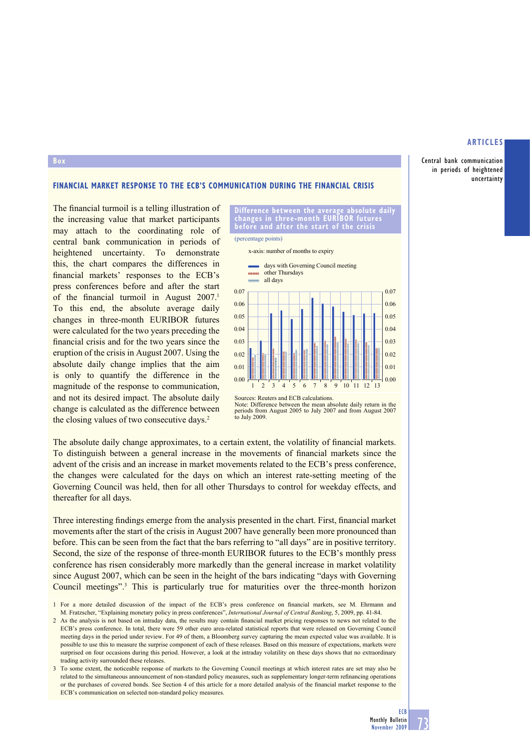## Box

### FINANCIAL MARKET RESPONSE TO THE ECB'S COMMUNICATION DURING THE FINANCIAL CRISIS

The financial turmoil is a telling illustration of the increasing value that market participants may attach to the coordinating role of central bank communication in periods of heightened uncertainty. To demonstrate this, the chart compares the differences in financial markets' responses to the ECB's press conferences before and after the start of the financial turmoil in August 2007.[1] To this end, the absolute average daily changes in three-month EURIBOR futures were calculated for the two years preceding the financial crisis and for the two years since the eruption of the crisis in August 2007. Using the absolute daily change implies that the aim is only to quantify the difference in the magnitude of the response to communication, and not its desired impact. The absolute daily change is calculated as the difference between the closing values of two consecutive days.[2]

**Difference between the average absolute daily changes in three-month EURIBOR futures before and after the start of the crisis**

(percentage points)

x-axis: number of months to expiry

- days with Governing Council meeting
- other Thursdays
- all days

Sources: Reuters and ECB calculations.
Note: Difference between the mean absolute daily return in the periods from August 2005 to July 2007 and from August 2007 to July 2009.

The absolute daily change approximates, to a certain extent, the volatility of financial markets. To distinguish between a general increase in the movements of financial markets since the advent of the crisis and an increase in market movements related to the ECB's press conference, the changes were calculated for the days on which an interest rate-setting meeting of the Governing Council was held, then for all other Thursdays to control for weekday effects, and thereafter for all days.

Three interesting findings emerge from the analysis presented in the chart. First, financial market movements after the start of the crisis in August 2007 have generally been more pronounced than before. This can be seen from the fact that the bars referring to "all days" are in positive territory. Second, the size of the response of three-month EURIBOR futures to the ECB's monthly press conference has risen considerably more markedly than the general increase in market volatility since August 2007, which can be seen in the height of the bars indicating "days with Governing Council meetings".[3] This is particularly true for maturities over the three-month horizon

1 For a more detailed discussion of the impact of the ECB's press conference on financial markets, see M. Ehrmann and M. Fratzscher, "Explaining monetary policy in press conferences", *International Journal of Central Banking*, 5, 2009, pp. 41-84.

2 As the analysis is not based on intraday data, the results may contain financial market pricing responses to news not related to the ECB's press conference. In total, there were 59 other euro area-related statistical reports that were released on Governing Council meeting days in the period under review. For 49 of them, a Bloomberg survey capturing the mean expected value was available. It is possible to use this to measure the surprise component of each of these releases. Based on this measure of expectations, markets were surprised on four occasions during this period. However, a look at the intraday volatility on these days shows that no extraordinary trading activity surrounded these releases.

3 To some extent, the noticeable response of markets to the Governing Council meetings at which interest rates are set may also be related to the simultaneous announcement of non-standard policy measures, such as supplementary longer-term refinancing operations or the purchases of covered bonds. See Section 4 of this article for a more detailed analysis of the financial market response to the ECB's communication on selected non-standard policy measures.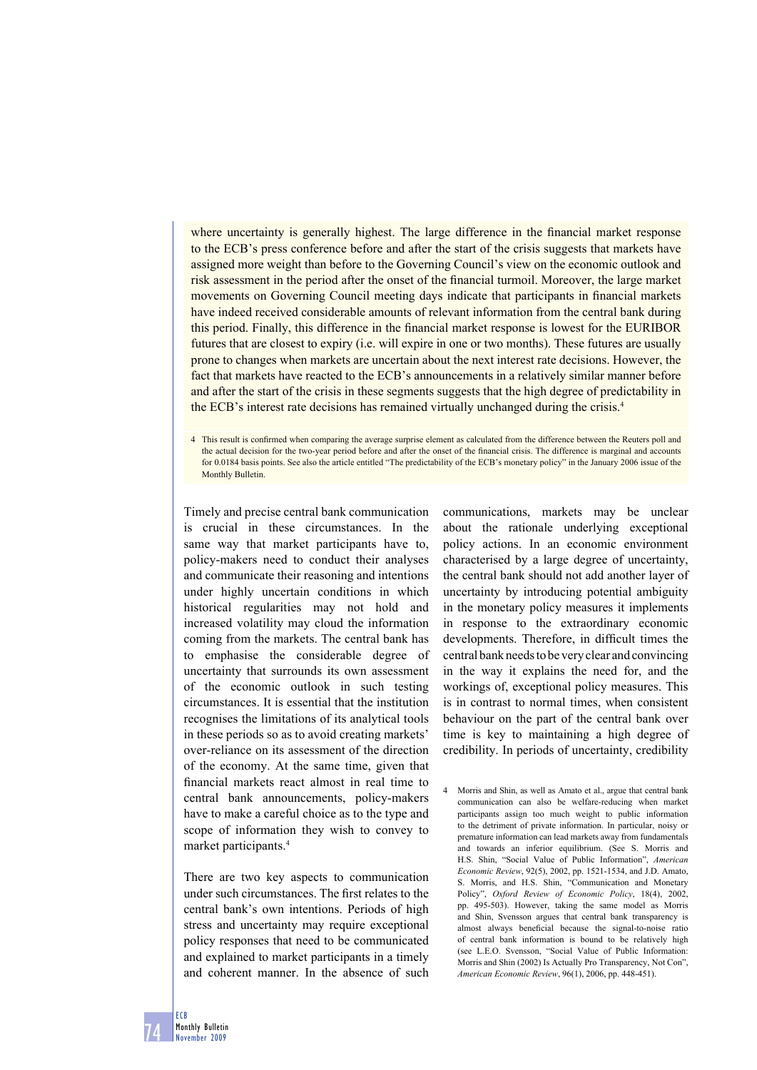where uncertainty is generally highest. The large difference in the financial market response to the ECB's press conference before and after the start of the crisis suggests that markets have assigned more weight than before to the Governing Council's view on the economic outlook and risk assessment in the period after the onset of the financial turmoil. Moreover, the large market movements on Governing Council meeting days indicate that participants in financial markets have indeed received considerable amounts of relevant information from the central bank during this period. Finally, this difference in the financial market response is lowest for the EURIBOR futures that are closest to expiry (i.e. will expire in one or two months). These futures are usually prone to changes when markets are uncertain about the next interest rate decisions. However, the fact that markets have reacted to the ECB's announcements in a relatively similar manner before and after the start of the crisis in these segments suggests that the high degree of predictability in the ECB's interest rate decisions has remained virtually unchanged during the crisis.[4]

4 This result is confirmed when comparing the average surprise element as calculated from the difference between the Reuters poll and the actual decision for the two-year period before and after the onset of the financial crisis. The difference is marginal and accounts for 0.0184 basis points. See also the article entitled "The predictability of the ECB's monetary policy" in the January 2006 issue of the Monthly Bulletin.

Timely and precise central bank communication is crucial in these circumstances. In the same way that market participants have to, policy-makers need to conduct their analyses and communicate their reasoning and intentions under highly uncertain conditions in which historical regularities may not hold and increased volatility may cloud the information coming from the markets. The central bank has to emphasise the considerable degree of uncertainty that surrounds its own assessment of the economic outlook in such testing circumstances. It is essential that the institution recognises the limitations of its analytical tools in these periods so as to avoid creating markets' over-reliance on its assessment of the direction of the economy. At the same time, given that financial markets react almost in real time to central bank announcements, policy-makers have to make a careful choice as to the type and scope of information they wish to convey to market participants.[4]

There are two key aspects to communication under such circumstances. The first relates to the central bank's own intentions. Periods of high stress and uncertainty may require exceptional policy responses that need to be communicated and explained to market participants in a timely and coherent manner. In the absence of such communications, markets may be unclear about the rationale underlying exceptional policy actions. In an economic environment characterised by a large degree of uncertainty, the central bank should not add another layer of uncertainty by introducing potential ambiguity in the monetary policy measures it implements in response to the extraordinary economic developments. Therefore, in difficult times the central bank needs to be very clear and convincing in the way it explains the need for, and the workings of, exceptional policy measures. This is in contrast to normal times, when consistent behaviour on the part of the central bank over time is key to maintaining a high degree of credibility. In periods of uncertainty, credibility

4 Morris and Shin, as well as Amato et al., argue that central bank communication can also be welfare-reducing when market participants assign too much weight to public information to the detriment of private information. In particular, noisy or premature information can lead markets away from fundamentals and towards an inferior equilibrium. (See S. Morris and H.S. Shin, "Social Value of Public Information", *American Economic Review*, 92(5), 2002, pp. 1521-1534, and J.D. Amato, S. Morris, and H.S. Shin, "Communication and Monetary Policy", *Oxford Review of Economic Policy*, 18(4), 2002, pp. 495-503). However, taking the same model as Morris and Shin, Svensson argues that central bank transparency is almost always beneficial because the signal-to-noise ratio of central bank information is bound to be relatively high (see L.E.O. Svensson, "Social Value of Public Information: Morris and Shin (2002) Is Actually Pro Transparency, Not Con", *American Economic Review*, 96(1), 2006, pp. 448-451).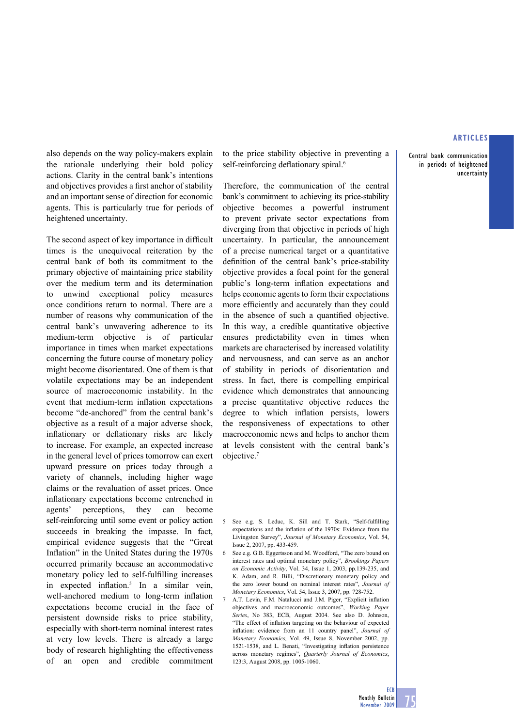also depends on the way policy-makers explain the rationale underlying their bold policy actions. Clarity in the central bank's intentions and objectives provides a first anchor of stability and an important sense of direction for economic agents. This is particularly true for periods of heightened uncertainty.

The second aspect of key importance in difficult times is the unequivocal reiteration by the central bank of both its commitment to the primary objective of maintaining price stability over the medium term and its determination to unwind exceptional policy measures once conditions return to normal. There are a number of reasons why communication of the central bank's unwavering adherence to its medium-term objective is of particular importance in times when market expectations concerning the future course of monetary policy might become disorientated. One of them is that volatile expectations may be an independent source of macroeconomic instability. In the event that medium-term inflation expectations become "de-anchored" from the central bank's objective as a result of a major adverse shock, inflationary or deflationary risks are likely to increase. For example, an expected increase in the general level of prices tomorrow can exert upward pressure on prices today through a variety of channels, including higher wage claims or the revaluation of asset prices. Once inflationary expectations become entrenched in agents' perceptions, they can become self-reinforcing until some event or policy action succeeds in breaking the impasse. In fact, empirical evidence suggests that the "Great Inflation" in the United States during the 1970s occurred primarily because an accommodative monetary policy led to self-fulfilling increases in expected inflation.[5] In a similar vein, well-anchored medium to long-term inflation expectations become crucial in the face of persistent downside risks to price stability, especially with short-term nominal interest rates at very low levels. There is already a large body of research highlighting the effectiveness of an open and credible commitment to the price stability objective in preventing a self-reinforcing deflationary spiral.[6]

Therefore, the communication of the central bank's commitment to achieving its price-stability objective becomes a powerful instrument to prevent private sector expectations from diverging from that objective in periods of high uncertainty. In particular, the announcement of a precise numerical target or a quantitative definition of the central bank's price-stability objective provides a focal point for the general public's long-term inflation expectations and helps economic agents to form their expectations more efficiently and accurately than they could in the absence of such a quantified objective. In this way, a credible quantitative objective ensures predictability even in times when markets are characterised by increased volatility and nervousness, and can serve as an anchor of stability in periods of disorientation and stress. In fact, there is compelling empirical evidence which demonstrates that announcing a precise quantitative objective reduces the degree to which inflation persists, lowers the responsiveness of expectations to other macroeconomic news and helps to anchor them at levels consistent with the central bank's objective.[7]

5 See e.g. S. Leduc, K. Sill and T. Stark, "Self-fulfilling expectations and the inflation of the 1970s: Evidence from the Livingston Survey", *Journal of Monetary Economics*, Vol. 54, Issue 2, 2007, pp. 433-459.

6 See e.g. G.B. Eggertsson and M. Woodford, "The zero bound on interest rates and optimal monetary policy", *Brookings Papers on Economic Activity*, Vol. 34, Issue 1, 2003, pp.139-235, and K. Adam, and R. Billi, "Discretionary monetary policy and the zero lower bound on nominal interest rates", *Journal of Monetary Economics*, Vol. 54, Issue 3, 2007, pp. 728-752.

7 A.T. Levin, F.M. Natalucci and J.M. Piger, "Explicit inflation objectives and macroeconomic outcomes", *Working Paper Series*, No 383, ECB, August 2004. See also D. Johnson, "The effect of inflation targeting on the behaviour of expected inflation: evidence from an 11 country panel", *Journal of Monetary Economics,* Vol. 49, Issue 8, November 2002, pp. 1521-1538, and L. Benati, "Investigating inflation persistence across monetary regimes", *Quarterly Journal of Economics*, 123:3, August 2008, pp. 1005-1060.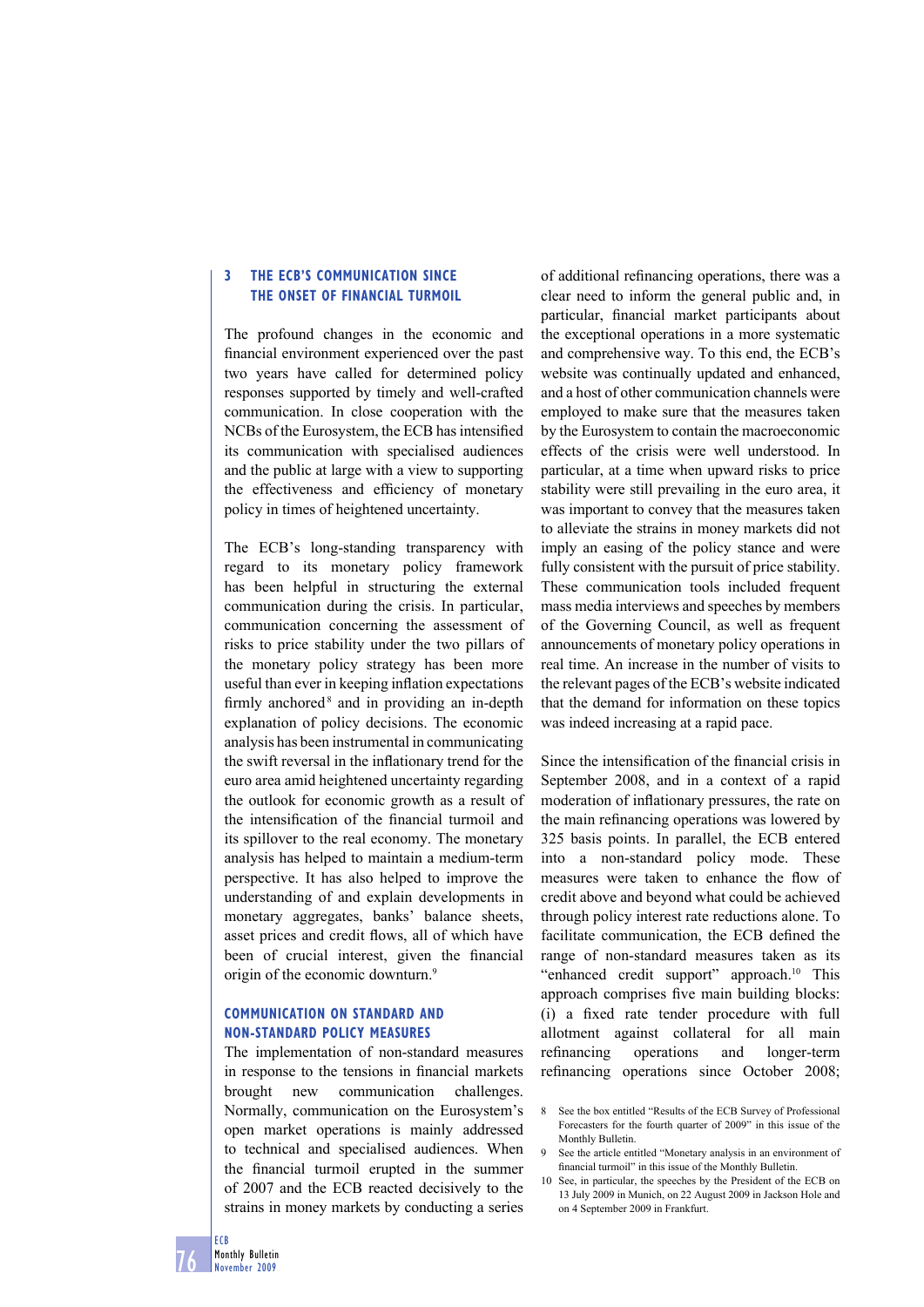## 3 THE ECB'S COMMUNICATION SINCE THE ONSET OF FINANCIAL TURMOIL

The profound changes in the economic and financial environment experienced over the past two years have called for determined policy responses supported by timely and well-crafted communication. In close cooperation with the NCBs of the Eurosystem, the ECB has intensified its communication with specialised audiences and the public at large with a view to supporting the effectiveness and efficiency of monetary policy in times of heightened uncertainty.

The ECB's long-standing transparency with regard to its monetary policy framework has been helpful in structuring the external communication during the crisis. In particular, communication concerning the assessment of risks to price stability under the two pillars of the monetary policy strategy has been more useful than ever in keeping inflation expectations firmly anchored[8] and in providing an in-depth explanation of policy decisions. The economic analysis has been instrumental in communicating the swift reversal in the inflationary trend for the euro area amid heightened uncertainty regarding the outlook for economic growth as a result of the intensification of the financial turmoil and its spillover to the real economy. The monetary analysis has helped to maintain a medium-term perspective. It has also helped to improve the understanding of and explain developments in monetary aggregates, banks' balance sheets, asset prices and credit flows, all of which have been of crucial interest, given the financial origin of the economic downturn.[9]

### COMMUNICATION ON STANDARD AND NON-STANDARD POLICY MEASURES

The implementation of non-standard measures in response to the tensions in financial markets brought new communication challenges. Normally, communication on the Eurosystem's open market operations is mainly addressed to technical and specialised audiences. When the financial turmoil erupted in the summer of 2007 and the ECB reacted decisively to the strains in money markets by conducting a series of additional refinancing operations, there was a clear need to inform the general public and, in particular, financial market participants about the exceptional operations in a more systematic and comprehensive way. To this end, the ECB's website was continually updated and enhanced, and a host of other communication channels were employed to make sure that the measures taken by the Eurosystem to contain the macroeconomic effects of the crisis were well understood. In particular, at a time when upward risks to price stability were still prevailing in the euro area, it was important to convey that the measures taken to alleviate the strains in money markets did not imply an easing of the policy stance and were fully consistent with the pursuit of price stability. These communication tools included frequent mass media interviews and speeches by members of the Governing Council, as well as frequent announcements of monetary policy operations in real time. An increase in the number of visits to the relevant pages of the ECB's website indicated that the demand for information on these topics was indeed increasing at a rapid pace.

Since the intensification of the financial crisis in September 2008, and in a context of a rapid moderation of inflationary pressures, the rate on the main refinancing operations was lowered by 325 basis points. In parallel, the ECB entered into a non-standard policy mode. These measures were taken to enhance the flow of credit above and beyond what could be achieved through policy interest rate reductions alone. To facilitate communication, the ECB defined the range of non-standard measures taken as its "enhanced credit support" approach.[10] This approach comprises five main building blocks: (i) a fixed rate tender procedure with full allotment against collateral for all main refinancing operations and longer-term refinancing operations since October 2008;

8 See the box entitled "Results of the ECB Survey of Professional Forecasters for the fourth quarter of 2009" in this issue of the Monthly Bulletin.

9 See the article entitled "Monetary analysis in an environment of financial turmoil" in this issue of the Monthly Bulletin.

10 See, in particular, the speeches by the President of the ECB on 13 July 2009 in Munich, on 22 August 2009 in Jackson Hole and on 4 September 2009 in Frankfurt.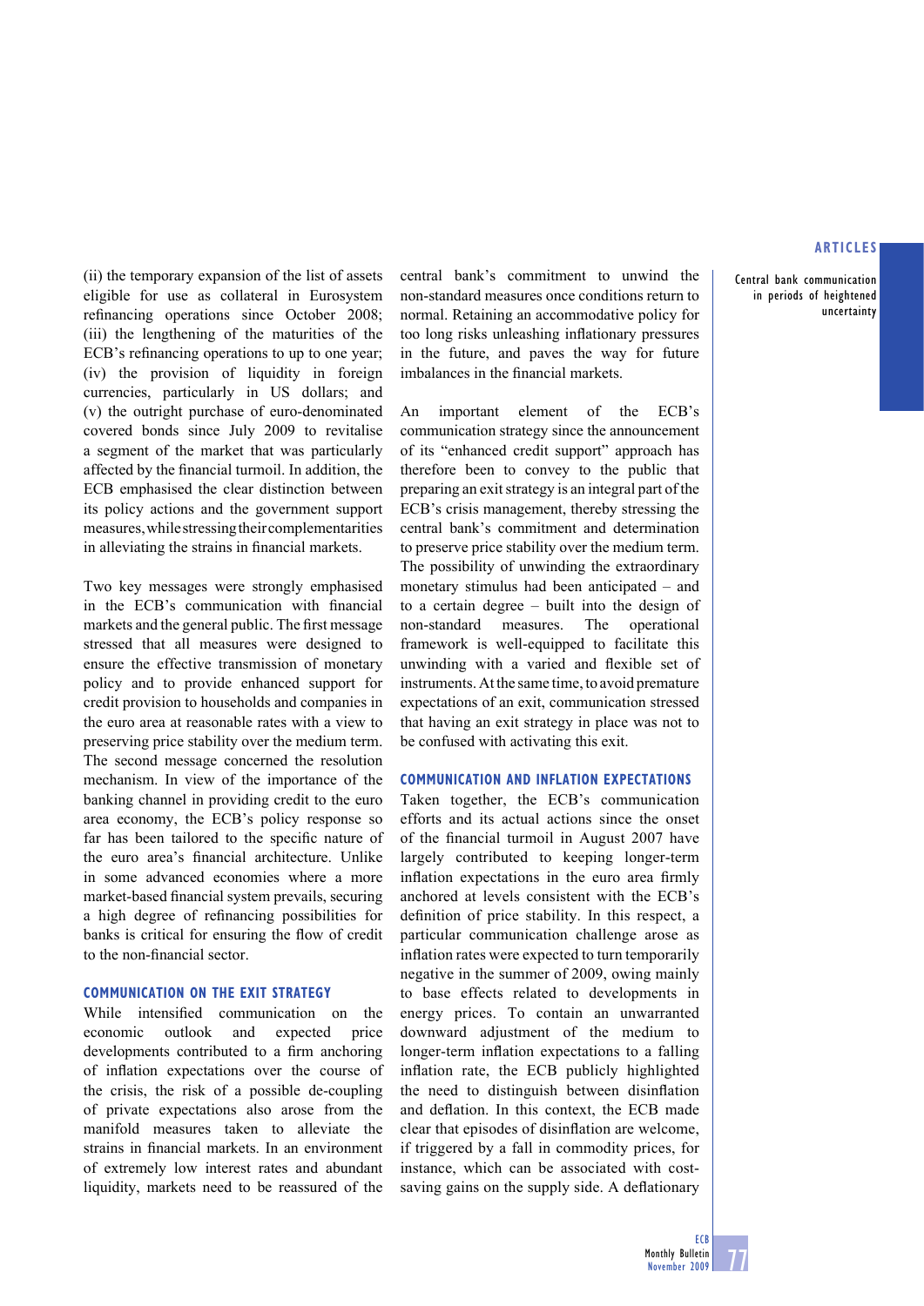(ii) the temporary expansion of the list of assets eligible for use as collateral in Eurosystem refinancing operations since October 2008; (iii) the lengthening of the maturities of the ECB's refinancing operations to up to one year; (iv) the provision of liquidity in foreign currencies, particularly in US dollars; and (v) the outright purchase of euro-denominated covered bonds since July 2009 to revitalise a segment of the market that was particularly affected by the financial turmoil. In addition, the ECB emphasised the clear distinction between its policy actions and the government support measures, while stressing their complementarities in alleviating the strains in financial markets.

Two key messages were strongly emphasised in the ECB's communication with financial markets and the general public. The first message stressed that all measures were designed to ensure the effective transmission of monetary policy and to provide enhanced support for credit provision to households and companies in the euro area at reasonable rates with a view to preserving price stability over the medium term. The second message concerned the resolution mechanism. In view of the importance of the banking channel in providing credit to the euro area economy, the ECB's policy response so far has been tailored to the specific nature of the euro area's financial architecture. Unlike in some advanced economies where a more market-based financial system prevails, securing a high degree of refinancing possibilities for banks is critical for ensuring the flow of credit to the non-financial sector.

### COMMUNICATION ON THE EXIT STRATEGY

While intensified communication on the economic outlook and expected price developments contributed to a firm anchoring of inflation expectations over the course of the crisis, the risk of a possible de-coupling of private expectations also arose from the manifold measures taken to alleviate the strains in financial markets. In an environment of extremely low interest rates and abundant liquidity, markets need to be reassured of the central bank's commitment to unwind the non-standard measures once conditions return to normal. Retaining an accommodative policy for too long risks unleashing inflationary pressures in the future, and paves the way for future imbalances in the financial markets.

An important element of the ECB's communication strategy since the announcement of its "enhanced credit support" approach has therefore been to convey to the public that preparing an exit strategy is an integral part of the ECB's crisis management, thereby stressing the central bank's commitment and determination to preserve price stability over the medium term. The possibility of unwinding the extraordinary monetary stimulus had been anticipated – and to a certain degree – built into the design of non-standard measures. The operational framework is well-equipped to facilitate this unwinding with a varied and flexible set of instruments. At the same time, to avoid premature expectations of an exit, communication stressed that having an exit strategy in place was not to be confused with activating this exit.

### COMMUNICATION AND INFLATION EXPECTATIONS

Taken together, the ECB's communication efforts and its actual actions since the onset of the financial turmoil in August 2007 have largely contributed to keeping longer-term inflation expectations in the euro area firmly anchored at levels consistent with the ECB's definition of price stability. In this respect, a particular communication challenge arose as inflation rates were expected to turn temporarily negative in the summer of 2009, owing mainly to base effects related to developments in energy prices. To contain an unwarranted downward adjustment of the medium to longer-term inflation expectations to a falling inflation rate, the ECB publicly highlighted the need to distinguish between disinflation and deflation. In this context, the ECB made clear that episodes of disinflation are welcome, if triggered by a fall in commodity prices, for instance, which can be associated with cost-saving gains on the supply side. A deflationary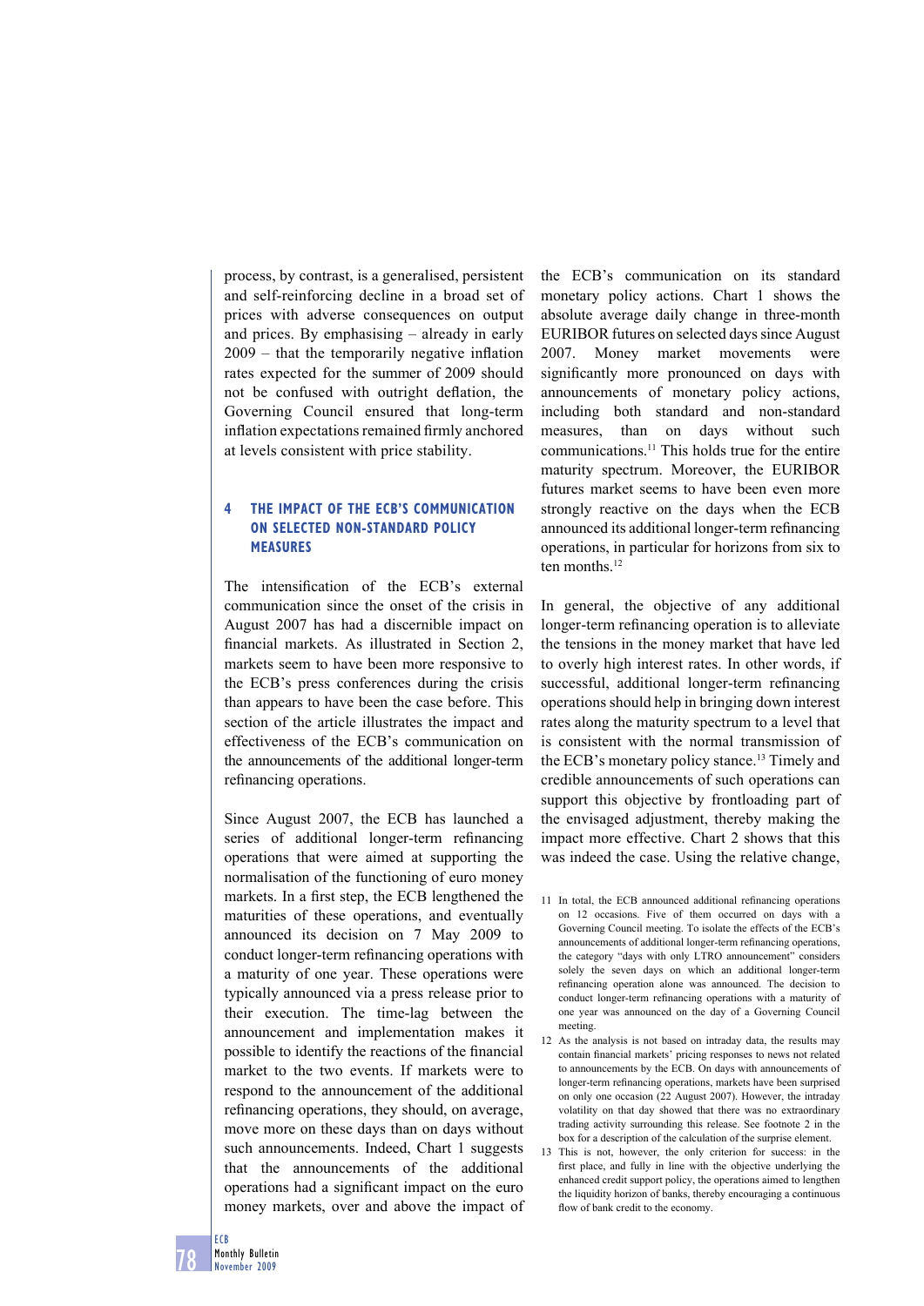process, by contrast, is a generalised, persistent and self-reinforcing decline in a broad set of prices with adverse consequences on output and prices. By emphasising – already in early 2009 – that the temporarily negative inflation rates expected for the summer of 2009 should not be confused with outright deflation, the Governing Council ensured that long-term inflation expectations remained firmly anchored at levels consistent with price stability.

## 4 THE IMPACT OF THE ECB'S COMMUNICATION ON SELECTED NON-STANDARD POLICY MEASURES

The intensification of the ECB's external communication since the onset of the crisis in August 2007 has had a discernible impact on financial markets. As illustrated in Section 2, markets seem to have been more responsive to the ECB's press conferences during the crisis than appears to have been the case before. This section of the article illustrates the impact and effectiveness of the ECB's communication on the announcements of the additional longer-term refinancing operations.

Since August 2007, the ECB has launched a series of additional longer-term refinancing operations that were aimed at supporting the normalisation of the functioning of euro money markets. In a first step, the ECB lengthened the maturities of these operations, and eventually announced its decision on 7 May 2009 to conduct longer-term refinancing operations with a maturity of one year. These operations were typically announced via a press release prior to their execution. The time-lag between the announcement and implementation makes it possible to identify the reactions of the financial market to the two events. If markets were to respond to the announcement of the additional refinancing operations, they should, on average, move more on these days than on days without such announcements. Indeed, Chart 1 suggests that the announcements of the additional operations had a significant impact on the euro money markets, over and above the impact of the ECB's communication on its standard monetary policy actions. Chart 1 shows the absolute average daily change in three-month EURIBOR futures on selected days since August 2007. Money market movements were significantly more pronounced on days with announcements of monetary policy actions, including both standard and non-standard measures, than on days without such communications.[11] This holds true for the entire maturity spectrum. Moreover, the EURIBOR futures market seems to have been even more strongly reactive on the days when the ECB announced its additional longer-term refinancing operations, in particular for horizons from six to ten months.[12]

In general, the objective of any additional longer-term refinancing operation is to alleviate the tensions in the money market that have led to overly high interest rates. In other words, if successful, additional longer-term refinancing operations should help in bringing down interest rates along the maturity spectrum to a level that is consistent with the normal transmission of the ECB's monetary policy stance.[13] Timely and credible announcements of such operations can support this objective by frontloading part of the envisaged adjustment, thereby making the impact more effective. Chart 2 shows that this was indeed the case. Using the relative change,

11 In total, the ECB announced additional refinancing operations on 12 occasions. Five of them occurred on days with a Governing Council meeting. To isolate the effects of the ECB's announcements of additional longer-term refinancing operations, the category "days with only LTRO announcement" considers solely the seven days on which an additional longer-term refinancing operation alone was announced. The decision to conduct longer-term refinancing operations with a maturity of one year was announced on the day of a Governing Council meeting.

12 As the analysis is not based on intraday data, the results may contain financial markets' pricing responses to news not related to announcements by the ECB. On days with announcements of longer-term refinancing operations, markets have been surprised on only one occasion (22 August 2007). However, the intraday volatility on that day showed that there was no extraordinary trading activity surrounding this release. See footnote 2 in the box for a description of the calculation of the surprise element.

13 This is not, however, the only criterion for success: in the first place, and fully in line with the objective underlying the enhanced credit support policy, the operations aimed to lengthen the liquidity horizon of banks, thereby encouraging a continuous flow of bank credit to the economy.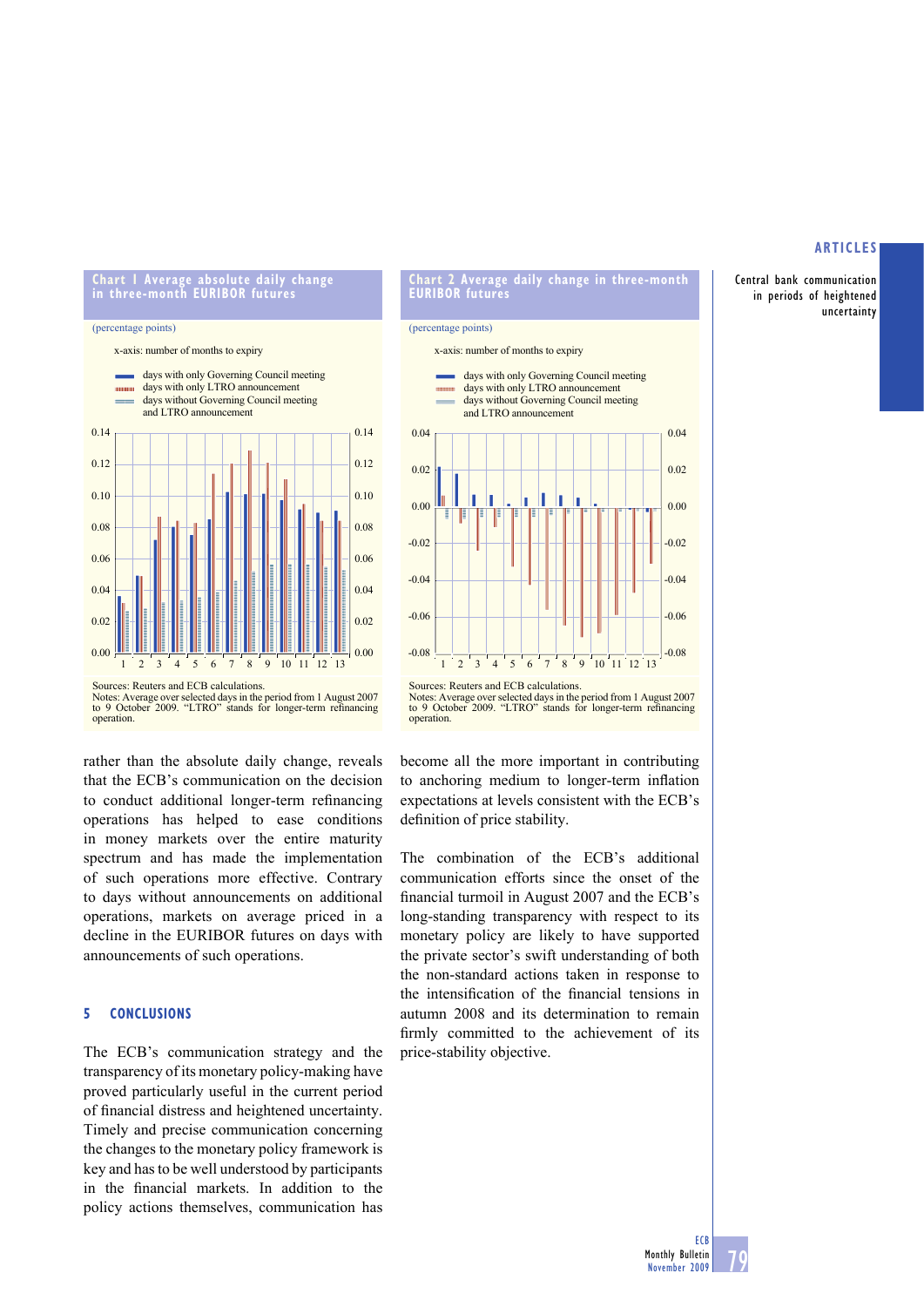**Chart 1 Average absolute daily change in three-month EURIBOR futures**

(percentage points)

x-axis: number of months to expiry

days with only Governing Council meeting
days with only LTRO announcement
days without Governing Council meeting and LTRO announcement

0.14
0.12
0.10
0.08
0.06
0.04
0.02
0.00

1 2 3 4 5 6 7 8 9 10 11 12 13

Sources: Reuters and ECB calculations.
Notes: Average over selected days in the period from 1 August 2007 to 9 October 2009. "LTRO" stands for longer-term refinancing operation.

**Chart 2 Average daily change in three-month EURIBOR futures**

(percentage points)

x-axis: number of months to expiry

days with only Governing Council meeting
days with only LTRO announcement
days without Governing Council meeting and LTRO announcement

0.04
0.02
0.00
-0.02
-0.04
-0.06
-0.08

1 2 3 4 5 6 7 8 9 10 11 12 13

Sources: Reuters and ECB calculations.
Notes: Average over selected days in the period from 1 August 2007 to 9 October 2009. "LTRO" stands for longer-term refinancing operation.

rather than the absolute daily change, reveals that the ECB's communication on the decision to conduct additional longer-term refinancing operations has helped to ease conditions in money markets over the entire maturity spectrum and has made the implementation of such operations more effective. Contrary to days without announcements on additional operations, markets on average priced in a decline in the EURIBOR futures on days with announcements of such operations.

## 5 CONCLUSIONS

The ECB's communication strategy and the transparency of its monetary policy-making have proved particularly useful in the current period of financial distress and heightened uncertainty. Timely and precise communication concerning the changes to the monetary policy framework is key and has to be well understood by participants in the financial markets. In addition to the policy actions themselves, communication has become all the more important in contributing to anchoring medium to longer-term inflation expectations at levels consistent with the ECB's definition of price stability.

The combination of the ECB's additional communication efforts since the onset of the financial turmoil in August 2007 and the ECB's long-standing transparency with respect to its monetary policy are likely to have supported the private sector's swift understanding of both the non-standard actions taken in response to the intensification of the financial tensions in autumn 2008 and its determination to remain firmly committed to the achievement of its price-stability objective.